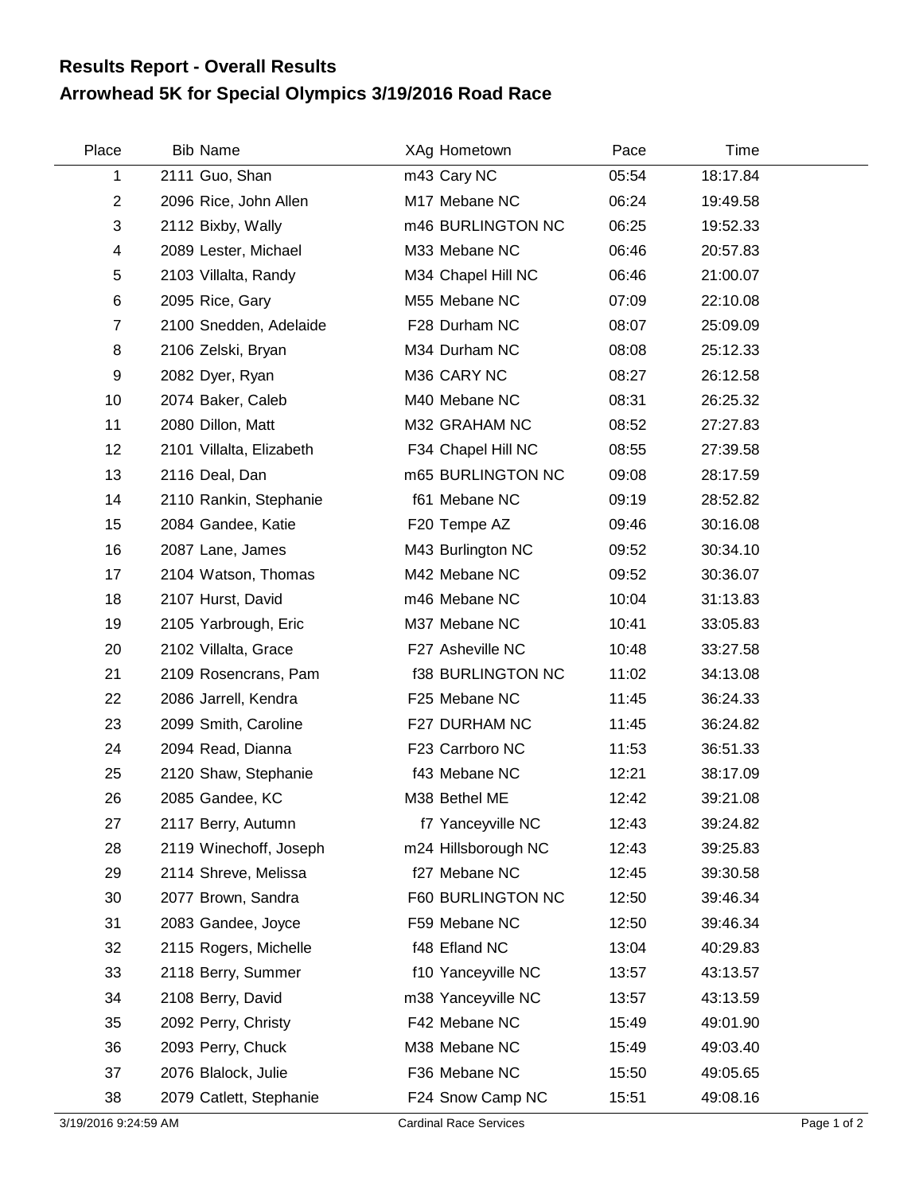# Results Report - Overall Results
## Arrowhead 5K for Special Olympics 3/19/2016 Road Race

| Place | Bib | Name | XAg | Hometown | Pace | Time |
|---|---|---|---|---|---|---|
| 1 | 2111 | Guo, Shan | m43 | Cary NC | 05:54 | 18:17.84 |
| 2 | 2096 | Rice, John Allen | M17 | Mebane NC | 06:24 | 19:49.58 |
| 3 | 2112 | Bixby, Wally | m46 | BURLINGTON NC | 06:25 | 19:52.33 |
| 4 | 2089 | Lester, Michael | M33 | Mebane NC | 06:46 | 20:57.83 |
| 5 | 2103 | Villalta, Randy | M34 | Chapel Hill NC | 06:46 | 21:00.07 |
| 6 | 2095 | Rice, Gary | M55 | Mebane NC | 07:09 | 22:10.08 |
| 7 | 2100 | Snedden, Adelaide | F28 | Durham NC | 08:07 | 25:09.09 |
| 8 | 2106 | Zelski, Bryan | M34 | Durham NC | 08:08 | 25:12.33 |
| 9 | 2082 | Dyer, Ryan | M36 | CARY NC | 08:27 | 26:12.58 |
| 10 | 2074 | Baker, Caleb | M40 | Mebane NC | 08:31 | 26:25.32 |
| 11 | 2080 | Dillon, Matt | M32 | GRAHAM NC | 08:52 | 27:27.83 |
| 12 | 2101 | Villalta, Elizabeth | F34 | Chapel Hill NC | 08:55 | 27:39.58 |
| 13 | 2116 | Deal, Dan | m65 | BURLINGTON NC | 09:08 | 28:17.59 |
| 14 | 2110 | Rankin, Stephanie | f61 | Mebane NC | 09:19 | 28:52.82 |
| 15 | 2084 | Gandee, Katie | F20 | Tempe AZ | 09:46 | 30:16.08 |
| 16 | 2087 | Lane, James | M43 | Burlington NC | 09:52 | 30:34.10 |
| 17 | 2104 | Watson, Thomas | M42 | Mebane NC | 09:52 | 30:36.07 |
| 18 | 2107 | Hurst, David | m46 | Mebane NC | 10:04 | 31:13.83 |
| 19 | 2105 | Yarbrough, Eric | M37 | Mebane NC | 10:41 | 33:05.83 |
| 20 | 2102 | Villalta, Grace | F27 | Asheville NC | 10:48 | 33:27.58 |
| 21 | 2109 | Rosencrans, Pam | f38 | BURLINGTON NC | 11:02 | 34:13.08 |
| 22 | 2086 | Jarrell, Kendra | F25 | Mebane NC | 11:45 | 36:24.33 |
| 23 | 2099 | Smith, Caroline | F27 | DURHAM NC | 11:45 | 36:24.82 |
| 24 | 2094 | Read, Dianna | F23 | Carrboro NC | 11:53 | 36:51.33 |
| 25 | 2120 | Shaw, Stephanie | f43 | Mebane NC | 12:21 | 38:17.09 |
| 26 | 2085 | Gandee, KC | M38 | Bethel ME | 12:42 | 39:21.08 |
| 27 | 2117 | Berry, Autumn | f7 | Yanceyville NC | 12:43 | 39:24.82 |
| 28 | 2119 | Winechoff, Joseph | m24 | Hillsborough NC | 12:43 | 39:25.83 |
| 29 | 2114 | Shreve, Melissa | f27 | Mebane NC | 12:45 | 39:30.58 |
| 30 | 2077 | Brown, Sandra | F60 | BURLINGTON NC | 12:50 | 39:46.34 |
| 31 | 2083 | Gandee, Joyce | F59 | Mebane NC | 12:50 | 39:46.34 |
| 32 | 2115 | Rogers, Michelle | f48 | Efland NC | 13:04 | 40:29.83 |
| 33 | 2118 | Berry, Summer | f10 | Yanceyville NC | 13:57 | 43:13.57 |
| 34 | 2108 | Berry, David | m38 | Yanceyville NC | 13:57 | 43:13.59 |
| 35 | 2092 | Perry, Christy | F42 | Mebane NC | 15:49 | 49:01.90 |
| 36 | 2093 | Perry, Chuck | M38 | Mebane NC | 15:49 | 49:03.40 |
| 37 | 2076 | Blalock, Julie | F36 | Mebane NC | 15:50 | 49:05.65 |
| 38 | 2079 | Catlett, Stephanie | F24 | Snow Camp NC | 15:51 | 49:08.16 |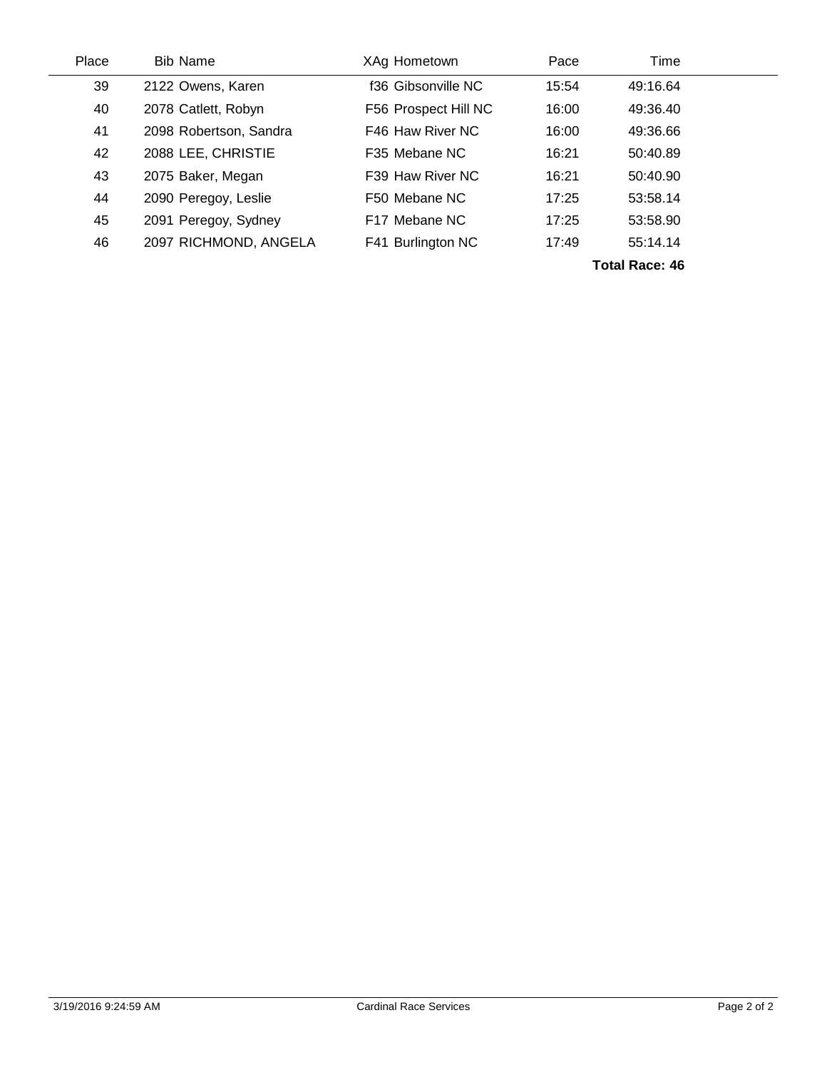| Place | Bib | Name | XAg | Hometown | Pace | Time |
|---|---|---|---|---|---|---|
| 39 | 2122 | Owens, Karen | f36 | Gibsonville NC | 15:54 | 49:16.64 |
| 40 | 2078 | Catlett, Robyn | F56 | Prospect Hill NC | 16:00 | 49:36.40 |
| 41 | 2098 | Robertson, Sandra | F46 | Haw River NC | 16:00 | 49:36.66 |
| 42 | 2088 | LEE, CHRISTIE | F35 | Mebane NC | 16:21 | 50:40.89 |
| 43 | 2075 | Baker, Megan | F39 | Haw River NC | 16:21 | 50:40.90 |
| 44 | 2090 | Peregoy, Leslie | F50 | Mebane NC | 17:25 | 53:58.14 |
| 45 | 2091 | Peregoy, Sydney | F17 | Mebane NC | 17:25 | 53:58.90 |
| 46 | 2097 | RICHMOND, ANGELA | F41 | Burlington NC | 17:49 | 55:14.14 |

**Total Race: 46**

3/19/2016 9:24:59 AM    Cardinal Race Services